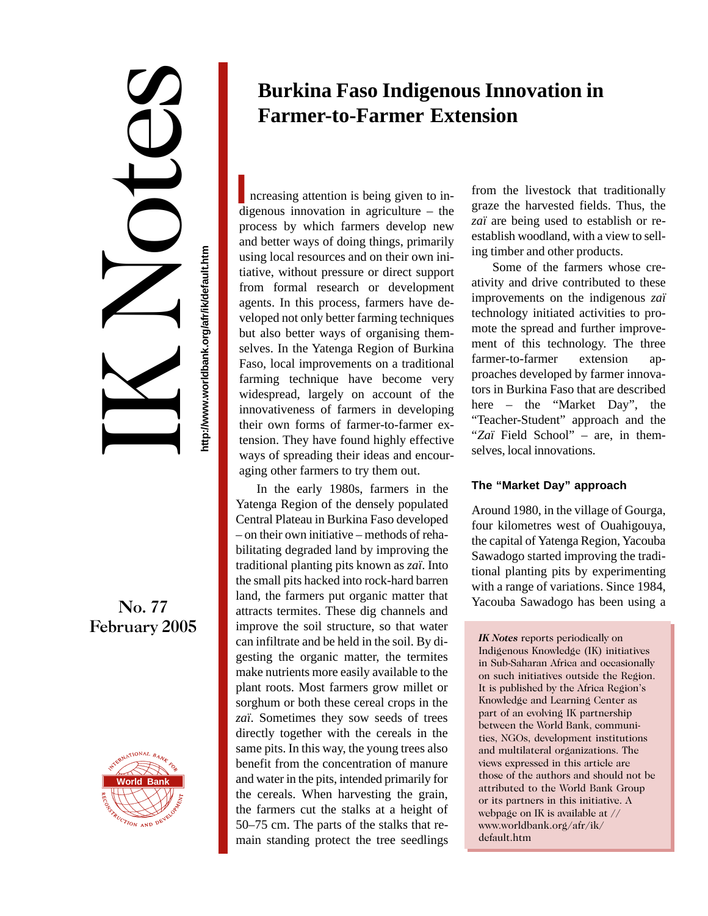# IK Notes

http://www.worldbank.org/afr/ik/default.htm

No. 77
February 2005

## Burkina Faso Indigenous Innovation in Farmer-to-Farmer Extension

Increasing attention is being given to indigenous innovation in agriculture – the process by which farmers develop new and better ways of doing things, primarily using local resources and on their own initiative, without pressure or direct support from formal research or development agents. In this process, farmers have developed not only better farming techniques but also better ways of organising themselves. In the Yatenga Region of Burkina Faso, local improvements on a traditional farming technique have become very widespread, largely on account of the innovativeness of farmers in developing their own forms of farmer-to-farmer extension. They have found highly effective ways of spreading their ideas and encouraging other farmers to try them out.

In the early 1980s, farmers in the Yatenga Region of the densely populated Central Plateau in Burkina Faso developed – on their own initiative – methods of rehabilitating degraded land by improving the traditional planting pits known as *zaï*. Into the small pits hacked into rock-hard barren land, the farmers put organic matter that attracts termites. These dig channels and improve the soil structure, so that water can infiltrate and be held in the soil. By digesting the organic matter, the termites make nutrients more easily available to the plant roots. Most farmers grow millet or sorghum or both these cereal crops in the *zaï*. Sometimes they sow seeds of trees directly together with the cereals in the same pits. In this way, the young trees also benefit from the concentration of manure and water in the pits, intended primarily for the cereals. When harvesting the grain, the farmers cut the stalks at a height of 50–75 cm. The parts of the stalks that remain standing protect the tree seedlings from the livestock that traditionally graze the harvested fields. Thus, the *zaï* are being used to establish or re-establish woodland, with a view to selling timber and other products.

Some of the farmers whose creativity and drive contributed to these improvements on the indigenous *zaï* technology initiated activities to promote the spread and further improvement of this technology. The three farmer-to-farmer extension approaches developed by farmer innovators in Burkina Faso that are described here – the "Market Day", the "Teacher-Student" approach and the "*Zaï* Field School" – are, in themselves, local innovations.

### The "Market Day" approach

Around 1980, in the village of Gourga, four kilometres west of Ouahigouya, the capital of Yatenga Region, Yacouba Sawadogo started improving the traditional planting pits by experimenting with a range of variations. Since 1984, Yacouba Sawadogo has been using a

*IK Notes* reports periodically on Indigenous Knowledge (IK) initiatives in Sub-Saharan Africa and occasionally on such initiatives outside the Region. It is published by the Africa Region's Knowledge and Learning Center as part of an evolving IK partnership between the World Bank, communities, NGOs, development institutions and multilateral organizations. The views expressed in this article are those of the authors and should not be attributed to the World Bank Group or its partners in this initiative. A webpage on IK is available at // www.worldbank.org/afr/ik/default.htm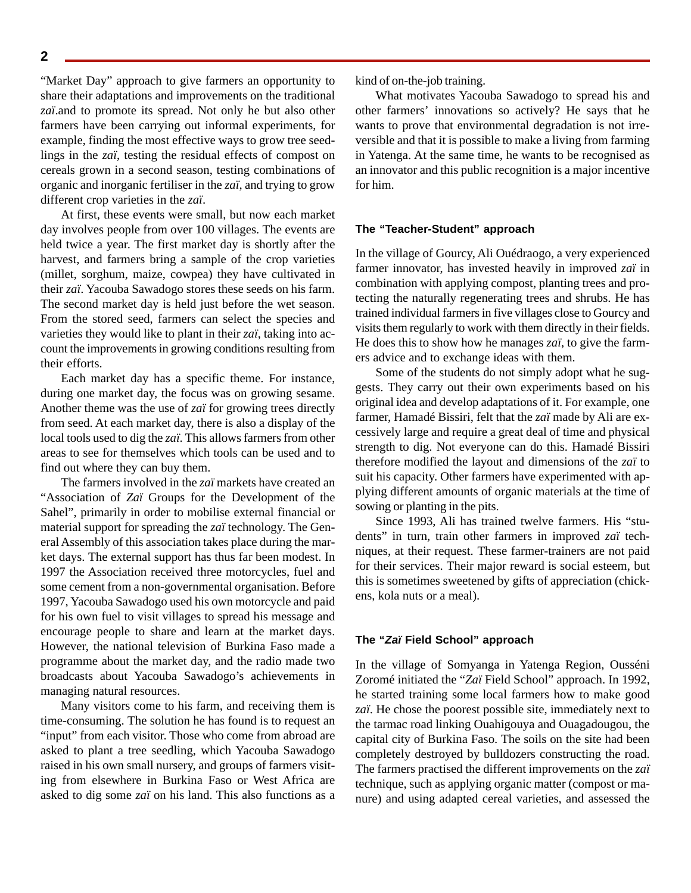"Market Day" approach to give farmers an opportunity to share their adaptations and improvements on the traditional *zaï*.and to promote its spread. Not only he but also other farmers have been carrying out informal experiments, for example, finding the most effective ways to grow tree seedlings in the *zaï*, testing the residual effects of compost on cereals grown in a second season, testing combinations of organic and inorganic fertiliser in the *zaï*, and trying to grow different crop varieties in the *zaï*.

At first, these events were small, but now each market day involves people from over 100 villages. The events are held twice a year. The first market day is shortly after the harvest, and farmers bring a sample of the crop varieties (millet, sorghum, maize, cowpea) they have cultivated in their *zaï*. Yacouba Sawadogo stores these seeds on his farm. The second market day is held just before the wet season. From the stored seed, farmers can select the species and varieties they would like to plant in their *zaï*, taking into account the improvements in growing conditions resulting from their efforts.

Each market day has a specific theme. For instance, during one market day, the focus was on growing sesame. Another theme was the use of *zaï* for growing trees directly from seed. At each market day, there is also a display of the local tools used to dig the *zaï*. This allows farmers from other areas to see for themselves which tools can be used and to find out where they can buy them.

The farmers involved in the *zaï* markets have created an "Association of *Zaï* Groups for the Development of the Sahel", primarily in order to mobilise external financial or material support for spreading the *zaï* technology. The General Assembly of this association takes place during the market days. The external support has thus far been modest. In 1997 the Association received three motorcycles, fuel and some cement from a non-governmental organisation. Before 1997, Yacouba Sawadogo used his own motorcycle and paid for his own fuel to visit villages to spread his message and encourage people to share and learn at the market days. However, the national television of Burkina Faso made a programme about the market day, and the radio made two broadcasts about Yacouba Sawadogo's achievements in managing natural resources.

Many visitors come to his farm, and receiving them is time-consuming. The solution he has found is to request an "input" from each visitor. Those who come from abroad are asked to plant a tree seedling, which Yacouba Sawadogo raised in his own small nursery, and groups of farmers visiting from elsewhere in Burkina Faso or West Africa are asked to dig some *zaï* on his land. This also functions as a kind of on-the-job training.

What motivates Yacouba Sawadogo to spread his and other farmers' innovations so actively? He says that he wants to prove that environmental degradation is not irreversible and that it is possible to make a living from farming in Yatenga. At the same time, he wants to be recognised as an innovator and this public recognition is a major incentive for him.

### The "Teacher-Student" approach

In the village of Gourcy, Ali Ouédraogo, a very experienced farmer innovator, has invested heavily in improved *zaï* in combination with applying compost, planting trees and protecting the naturally regenerating trees and shrubs. He has trained individual farmers in five villages close to Gourcy and visits them regularly to work with them directly in their fields. He does this to show how he manages *zaï*, to give the farmers advice and to exchange ideas with them.

Some of the students do not simply adopt what he suggests. They carry out their own experiments based on his original idea and develop adaptations of it. For example, one farmer, Hamadé Bissiri, felt that the *zaï* made by Ali are excessively large and require a great deal of time and physical strength to dig. Not everyone can do this. Hamadé Bissiri therefore modified the layout and dimensions of the *zaï* to suit his capacity. Other farmers have experimented with applying different amounts of organic materials at the time of sowing or planting in the pits.

Since 1993, Ali has trained twelve farmers. His "students" in turn, train other farmers in improved *zaï* techniques, at their request. These farmer-trainers are not paid for their services. Their major reward is social esteem, but this is sometimes sweetened by gifts of appreciation (chickens, kola nuts or a meal).

### The "*Zaï* Field School" approach

In the village of Somyanga in Yatenga Region, Ousséni Zoromé initiated the "*Zaï* Field School" approach. In 1992, he started training some local farmers how to make good *zaï*. He chose the poorest possible site, immediately next to the tarmac road linking Ouahigouya and Ouagadougou, the capital city of Burkina Faso. The soils on the site had been completely destroyed by bulldozers constructing the road. The farmers practised the different improvements on the *zaï* technique, such as applying organic matter (compost or manure) and using adapted cereal varieties, and assessed the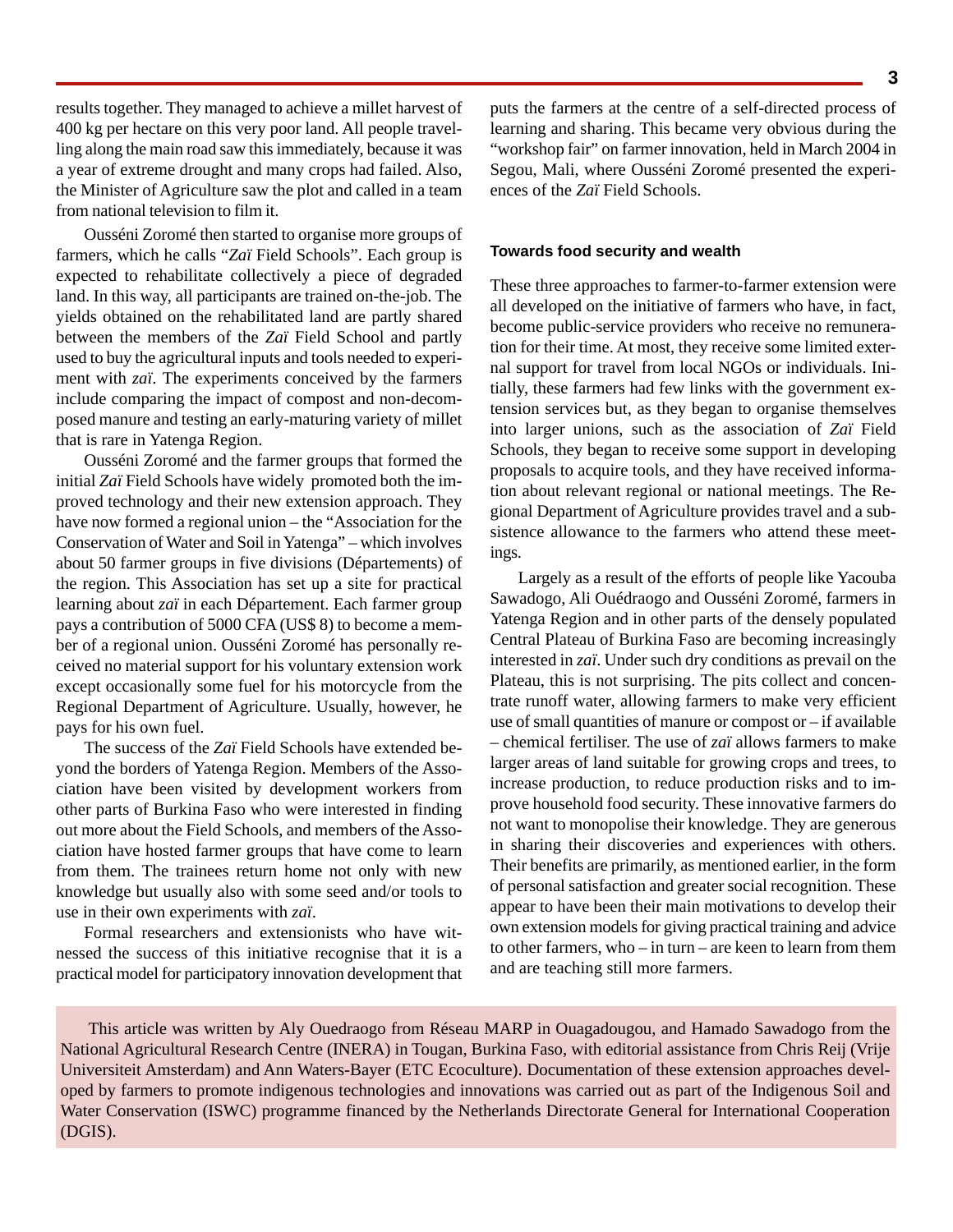results together. They managed to achieve a millet harvest of 400 kg per hectare on this very poor land. All people travelling along the main road saw this immediately, because it was a year of extreme drought and many crops had failed. Also, the Minister of Agriculture saw the plot and called in a team from national television to film it.

Ousséni Zoromé then started to organise more groups of farmers, which he calls "*Zaï* Field Schools". Each group is expected to rehabilitate collectively a piece of degraded land. In this way, all participants are trained on-the-job. The yields obtained on the rehabilitated land are partly shared between the members of the *Zaï* Field School and partly used to buy the agricultural inputs and tools needed to experiment with *zaï*. The experiments conceived by the farmers include comparing the impact of compost and non-decomposed manure and testing an early-maturing variety of millet that is rare in Yatenga Region.

Ousséni Zoromé and the farmer groups that formed the initial *Zaï* Field Schools have widely promoted both the improved technology and their new extension approach. They have now formed a regional union – the "Association for the Conservation of Water and Soil in Yatenga" – which involves about 50 farmer groups in five divisions (Départements) of the region. This Association has set up a site for practical learning about *zaï* in each Département. Each farmer group pays a contribution of 5000 CFA (US$ 8) to become a member of a regional union. Ousséni Zoromé has personally received no material support for his voluntary extension work except occasionally some fuel for his motorcycle from the Regional Department of Agriculture. Usually, however, he pays for his own fuel.

The success of the *Zaï* Field Schools have extended beyond the borders of Yatenga Region. Members of the Association have been visited by development workers from other parts of Burkina Faso who were interested in finding out more about the Field Schools, and members of the Association have hosted farmer groups that have come to learn from them. The trainees return home not only with new knowledge but usually also with some seed and/or tools to use in their own experiments with *zaï*.

Formal researchers and extensionists who have witnessed the success of this initiative recognise that it is a practical model for participatory innovation development that puts the farmers at the centre of a self-directed process of learning and sharing. This became very obvious during the "workshop fair" on farmer innovation, held in March 2004 in Segou, Mali, where Ousséni Zoromé presented the experiences of the *Zaï* Field Schools.

#### Towards food security and wealth

These three approaches to farmer-to-farmer extension were all developed on the initiative of farmers who have, in fact, become public-service providers who receive no remuneration for their time. At most, they receive some limited external support for travel from local NGOs or individuals. Initially, these farmers had few links with the government extension services but, as they began to organise themselves into larger unions, such as the association of *Zaï* Field Schools, they began to receive some support in developing proposals to acquire tools, and they have received information about relevant regional or national meetings. The Regional Department of Agriculture provides travel and a subsistence allowance to the farmers who attend these meetings.

Largely as a result of the efforts of people like Yacouba Sawadogo, Ali Ouédraogo and Ousséni Zoromé, farmers in Yatenga Region and in other parts of the densely populated Central Plateau of Burkina Faso are becoming increasingly interested in *zaï*. Under such dry conditions as prevail on the Plateau, this is not surprising. The pits collect and concentrate runoff water, allowing farmers to make very efficient use of small quantities of manure or compost or – if available – chemical fertiliser. The use of *zaï* allows farmers to make larger areas of land suitable for growing crops and trees, to increase production, to reduce production risks and to improve household food security. These innovative farmers do not want to monopolise their knowledge. They are generous in sharing their discoveries and experiences with others. Their benefits are primarily, as mentioned earlier, in the form of personal satisfaction and greater social recognition. These appear to have been their main motivations to develop their own extension models for giving practical training and advice to other farmers, who – in turn – are keen to learn from them and are teaching still more farmers.

This article was written by Aly Ouedraogo from Réseau MARP in Ouagadougou, and Hamado Sawadogo from the National Agricultural Research Centre (INERA) in Tougan, Burkina Faso, with editorial assistance from Chris Reij (Vrije Universiteit Amsterdam) and Ann Waters-Bayer (ETC Ecoculture). Documentation of these extension approaches developed by farmers to promote indigenous technologies and innovations was carried out as part of the Indigenous Soil and Water Conservation (ISWC) programme financed by the Netherlands Directorate General for International Cooperation (DGIS).